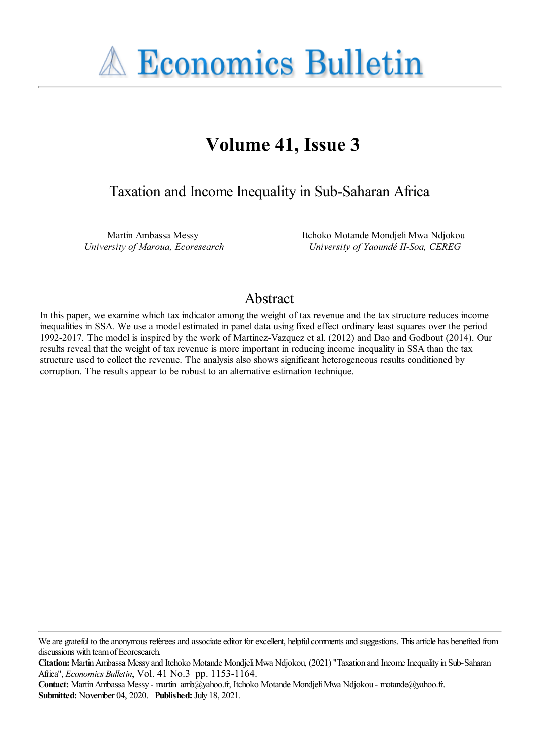# Economics Bulletin

## Volume 41, Issue 3

### Taxation and Income Inequality in Sub-Saharan Africa

Martin Ambassa Messy
*University of Maroua, Ecoresearch*

Itchoko Motande Mondjeli Mwa Ndjokou
*University of Yaoundé II-Soa, CEREG*

## Abstract

In this paper, we examine which tax indicator among the weight of tax revenue and the tax structure reduces income inequalities in SSA. We use a model estimated in panel data using fixed effect ordinary least squares over the period 1992-2017. The model is inspired by the work of Martinez-Vazquez et al. (2012) and Dao and Godbout (2014). Our results reveal that the weight of tax revenue is more important in reducing income inequality in SSA than the tax structure used to collect the revenue. The analysis also shows significant heterogeneous results conditioned by corruption. The results appear to be robust to an alternative estimation technique.

---

We are grateful to the anonymous referees and associate editor for excellent, helpful comments and suggestions. This article has benefited from discussions with team of Ecoresearch.

**Citation:** Martin Ambassa Messy and Itchoko Motande Mondjeli Mwa Ndjokou, (2021) "Taxation and Income Inequality in Sub-Saharan Africa", *Economics Bulletin*, Vol. 41 No.3 pp. 1153-1164.

**Contact:** Martin Ambassa Messy - martin_amb@yahoo.fr, Itchoko Motande Mondjeli Mwa Ndjokou - motande@yahoo.fr.

**Submitted:** November 04, 2020. **Published:** July 18, 2021.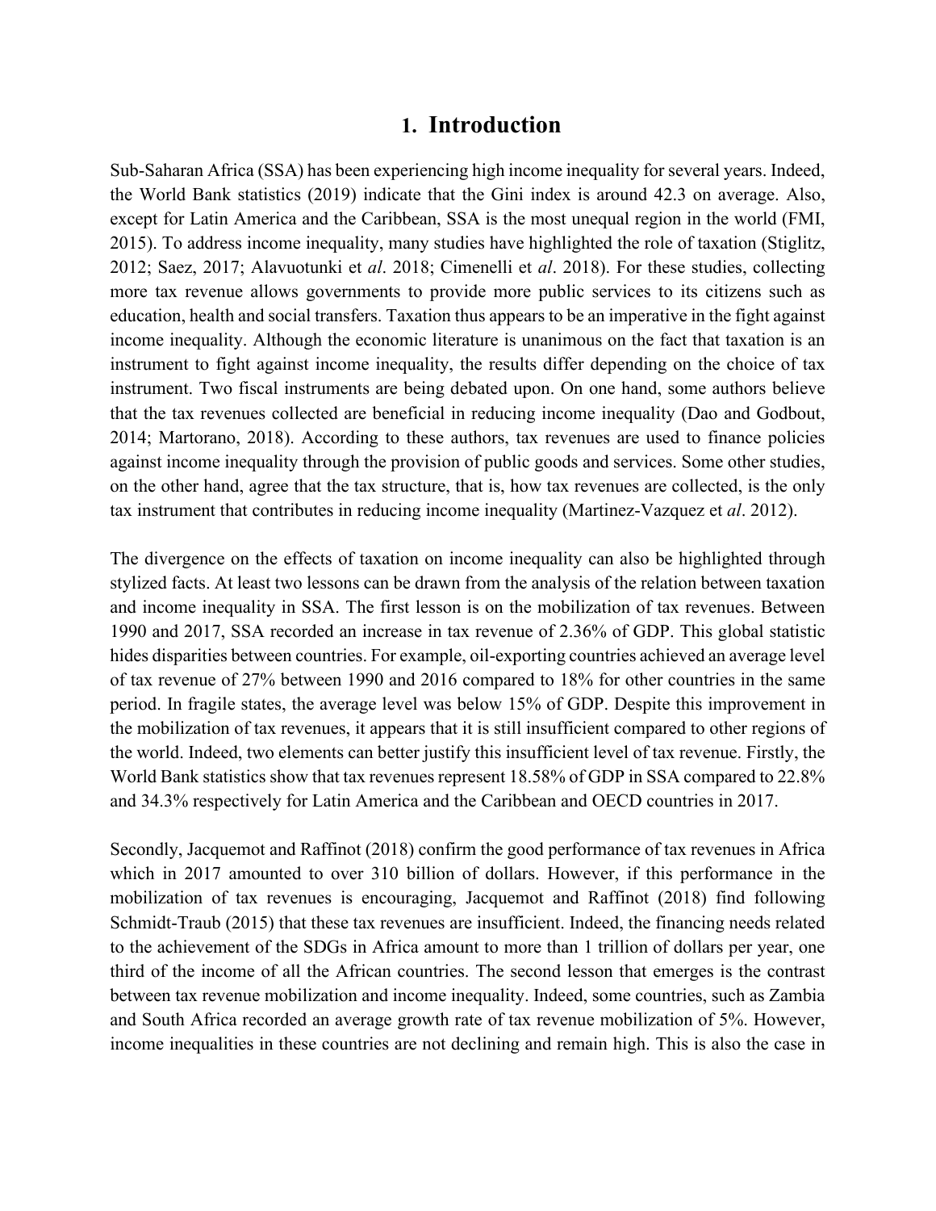# 1. Introduction

Sub-Saharan Africa (SSA) has been experiencing high income inequality for several years. Indeed, the World Bank statistics (2019) indicate that the Gini index is around 42.3 on average. Also, except for Latin America and the Caribbean, SSA is the most unequal region in the world (FMI, 2015). To address income inequality, many studies have highlighted the role of taxation (Stiglitz, 2012; Saez, 2017; Alavuotunki et *al*. 2018; Cimenelli et *al*. 2018). For these studies, collecting more tax revenue allows governments to provide more public services to its citizens such as education, health and social transfers. Taxation thus appears to be an imperative in the fight against income inequality. Although the economic literature is unanimous on the fact that taxation is an instrument to fight against income inequality, the results differ depending on the choice of tax instrument. Two fiscal instruments are being debated upon. On one hand, some authors believe that the tax revenues collected are beneficial in reducing income inequality (Dao and Godbout, 2014; Martorano, 2018). According to these authors, tax revenues are used to finance policies against income inequality through the provision of public goods and services. Some other studies, on the other hand, agree that the tax structure, that is, how tax revenues are collected, is the only tax instrument that contributes in reducing income inequality (Martinez-Vazquez et *al*. 2012).

The divergence on the effects of taxation on income inequality can also be highlighted through stylized facts. At least two lessons can be drawn from the analysis of the relation between taxation and income inequality in SSA. The first lesson is on the mobilization of tax revenues. Between 1990 and 2017, SSA recorded an increase in tax revenue of 2.36% of GDP. This global statistic hides disparities between countries. For example, oil-exporting countries achieved an average level of tax revenue of 27% between 1990 and 2016 compared to 18% for other countries in the same period. In fragile states, the average level was below 15% of GDP. Despite this improvement in the mobilization of tax revenues, it appears that it is still insufficient compared to other regions of the world. Indeed, two elements can better justify this insufficient level of tax revenue. Firstly, the World Bank statistics show that tax revenues represent 18.58% of GDP in SSA compared to 22.8% and 34.3% respectively for Latin America and the Caribbean and OECD countries in 2017.

Secondly, Jacquemot and Raffinot (2018) confirm the good performance of tax revenues in Africa which in 2017 amounted to over 310 billion of dollars. However, if this performance in the mobilization of tax revenues is encouraging, Jacquemot and Raffinot (2018) find following Schmidt-Traub (2015) that these tax revenues are insufficient. Indeed, the financing needs related to the achievement of the SDGs in Africa amount to more than 1 trillion of dollars per year, one third of the income of all the African countries. The second lesson that emerges is the contrast between tax revenue mobilization and income inequality. Indeed, some countries, such as Zambia and South Africa recorded an average growth rate of tax revenue mobilization of 5%. However, income inequalities in these countries are not declining and remain high. This is also the case in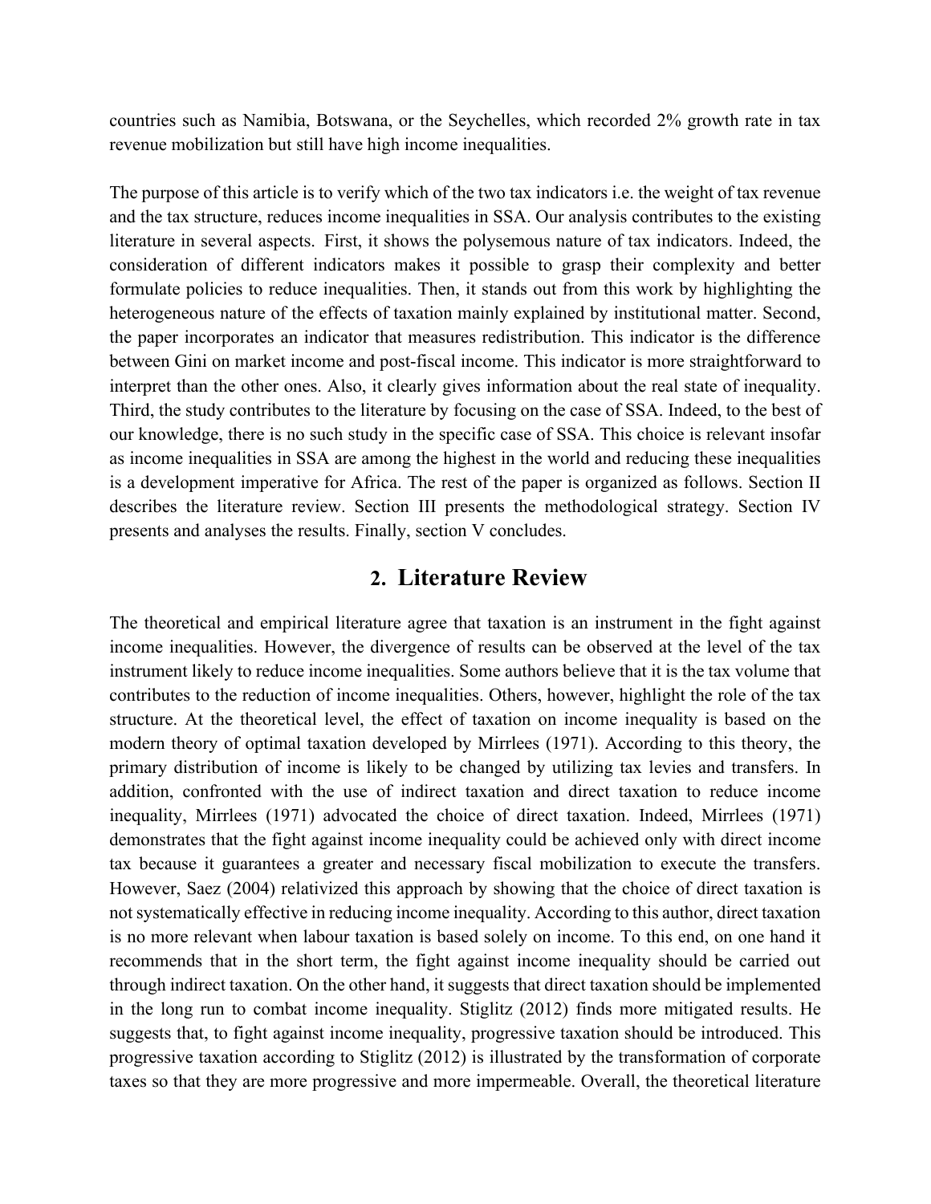countries such as Namibia, Botswana, or the Seychelles, which recorded 2% growth rate in tax revenue mobilization but still have high income inequalities.

The purpose of this article is to verify which of the two tax indicators i.e. the weight of tax revenue and the tax structure, reduces income inequalities in SSA. Our analysis contributes to the existing literature in several aspects. First, it shows the polysemous nature of tax indicators. Indeed, the consideration of different indicators makes it possible to grasp their complexity and better formulate policies to reduce inequalities. Then, it stands out from this work by highlighting the heterogeneous nature of the effects of taxation mainly explained by institutional matter. Second, the paper incorporates an indicator that measures redistribution. This indicator is the difference between Gini on market income and post-fiscal income. This indicator is more straightforward to interpret than the other ones. Also, it clearly gives information about the real state of inequality. Third, the study contributes to the literature by focusing on the case of SSA. Indeed, to the best of our knowledge, there is no such study in the specific case of SSA. This choice is relevant insofar as income inequalities in SSA are among the highest in the world and reducing these inequalities is a development imperative for Africa. The rest of the paper is organized as follows. Section II describes the literature review. Section III presents the methodological strategy. Section IV presents and analyses the results. Finally, section V concludes.

## 2. Literature Review

The theoretical and empirical literature agree that taxation is an instrument in the fight against income inequalities. However, the divergence of results can be observed at the level of the tax instrument likely to reduce income inequalities. Some authors believe that it is the tax volume that contributes to the reduction of income inequalities. Others, however, highlight the role of the tax structure. At the theoretical level, the effect of taxation on income inequality is based on the modern theory of optimal taxation developed by Mirrlees (1971). According to this theory, the primary distribution of income is likely to be changed by utilizing tax levies and transfers. In addition, confronted with the use of indirect taxation and direct taxation to reduce income inequality, Mirrlees (1971) advocated the choice of direct taxation. Indeed, Mirrlees (1971) demonstrates that the fight against income inequality could be achieved only with direct income tax because it guarantees a greater and necessary fiscal mobilization to execute the transfers. However, Saez (2004) relativized this approach by showing that the choice of direct taxation is not systematically effective in reducing income inequality. According to this author, direct taxation is no more relevant when labour taxation is based solely on income. To this end, on one hand it recommends that in the short term, the fight against income inequality should be carried out through indirect taxation. On the other hand, it suggests that direct taxation should be implemented in the long run to combat income inequality. Stiglitz (2012) finds more mitigated results. He suggests that, to fight against income inequality, progressive taxation should be introduced. This progressive taxation according to Stiglitz (2012) is illustrated by the transformation of corporate taxes so that they are more progressive and more impermeable. Overall, the theoretical literature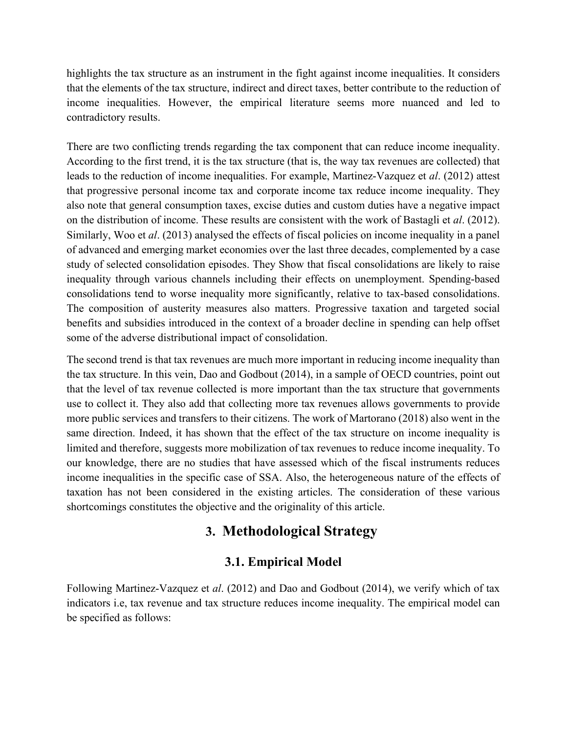highlights the tax structure as an instrument in the fight against income inequalities. It considers that the elements of the tax structure, indirect and direct taxes, better contribute to the reduction of income inequalities. However, the empirical literature seems more nuanced and led to contradictory results.

There are two conflicting trends regarding the tax component that can reduce income inequality. According to the first trend, it is the tax structure (that is, the way tax revenues are collected) that leads to the reduction of income inequalities. For example, Martinez-Vazquez et *al*. (2012) attest that progressive personal income tax and corporate income tax reduce income inequality. They also note that general consumption taxes, excise duties and custom duties have a negative impact on the distribution of income. These results are consistent with the work of Bastagli et *al*. (2012). Similarly, Woo et *al*. (2013) analysed the effects of fiscal policies on income inequality in a panel of advanced and emerging market economies over the last three decades, complemented by a case study of selected consolidation episodes. They Show that fiscal consolidations are likely to raise inequality through various channels including their effects on unemployment. Spending-based consolidations tend to worse inequality more significantly, relative to tax-based consolidations. The composition of austerity measures also matters. Progressive taxation and targeted social benefits and subsidies introduced in the context of a broader decline in spending can help offset some of the adverse distributional impact of consolidation.

The second trend is that tax revenues are much more important in reducing income inequality than the tax structure. In this vein, Dao and Godbout (2014), in a sample of OECD countries, point out that the level of tax revenue collected is more important than the tax structure that governments use to collect it. They also add that collecting more tax revenues allows governments to provide more public services and transfers to their citizens. The work of Martorano (2018) also went in the same direction. Indeed, it has shown that the effect of the tax structure on income inequality is limited and therefore, suggests more mobilization of tax revenues to reduce income inequality. To our knowledge, there are no studies that have assessed which of the fiscal instruments reduces income inequalities in the specific case of SSA. Also, the heterogeneous nature of the effects of taxation has not been considered in the existing articles. The consideration of these various shortcomings constitutes the objective and the originality of this article.

## 3. Methodological Strategy

### 3.1. Empirical Model

Following Martinez-Vazquez et *al*. (2012) and Dao and Godbout (2014), we verify which of tax indicators i.e, tax revenue and tax structure reduces income inequality. The empirical model can be specified as follows: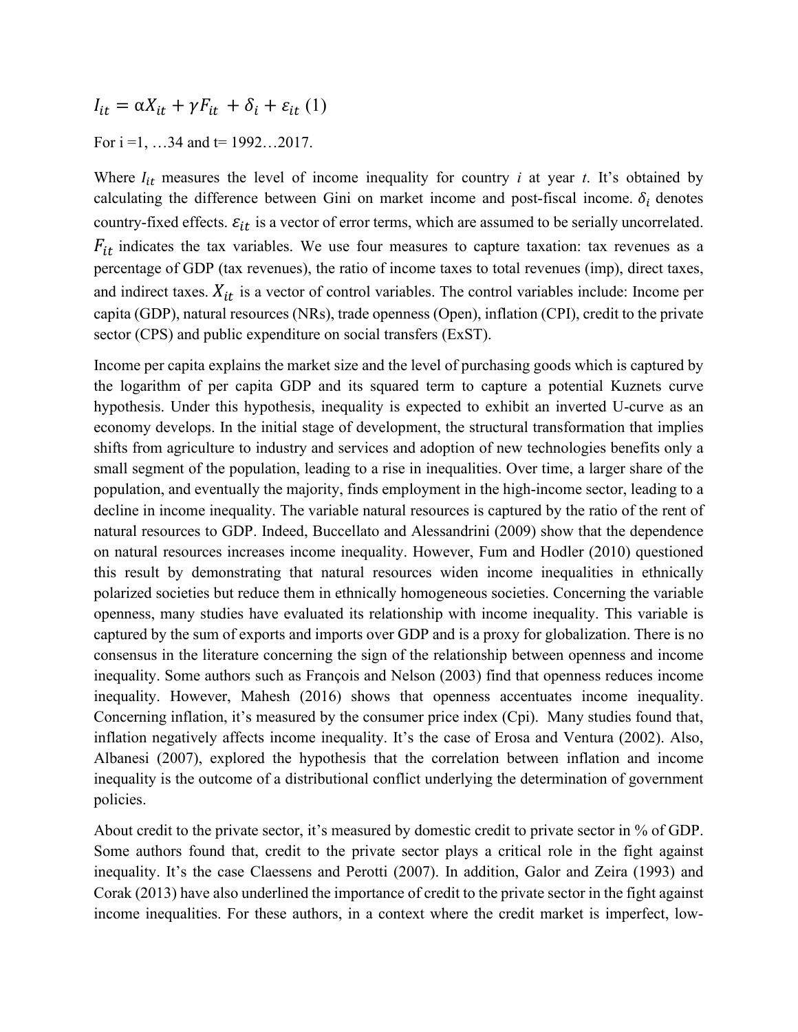$$I_{it} = \alpha X_{it} + \gamma F_{it} + \delta_i + \varepsilon_{it} \ (1)$$

For i =1, …34 and t= 1992…2017.

Where $I_{it}$ measures the level of income inequality for country *i* at year *t*. It's obtained by calculating the difference between Gini on market income and post-fiscal income. $\delta_i$ denotes country-fixed effects. $\varepsilon_{it}$ is a vector of error terms, which are assumed to be serially uncorrelated. $F_{it}$ indicates the tax variables. We use four measures to capture taxation: tax revenues as a percentage of GDP (tax revenues), the ratio of income taxes to total revenues (imp), direct taxes, and indirect taxes. $X_{it}$ is a vector of control variables. The control variables include: Income per capita (GDP), natural resources (NRs), trade openness (Open), inflation (CPI), credit to the private sector (CPS) and public expenditure on social transfers (ExST).

Income per capita explains the market size and the level of purchasing goods which is captured by the logarithm of per capita GDP and its squared term to capture a potential Kuznets curve hypothesis. Under this hypothesis, inequality is expected to exhibit an inverted U-curve as an economy develops. In the initial stage of development, the structural transformation that implies shifts from agriculture to industry and services and adoption of new technologies benefits only a small segment of the population, leading to a rise in inequalities. Over time, a larger share of the population, and eventually the majority, finds employment in the high-income sector, leading to a decline in income inequality. The variable natural resources is captured by the ratio of the rent of natural resources to GDP. Indeed, Buccellato and Alessandrini (2009) show that the dependence on natural resources increases income inequality. However, Fum and Hodler (2010) questioned this result by demonstrating that natural resources widen income inequalities in ethnically polarized societies but reduce them in ethnically homogeneous societies. Concerning the variable openness, many studies have evaluated its relationship with income inequality. This variable is captured by the sum of exports and imports over GDP and is a proxy for globalization. There is no consensus in the literature concerning the sign of the relationship between openness and income inequality. Some authors such as François and Nelson (2003) find that openness reduces income inequality. However, Mahesh (2016) shows that openness accentuates income inequality. Concerning inflation, it's measured by the consumer price index (Cpi). Many studies found that, inflation negatively affects income inequality. It's the case of Erosa and Ventura (2002). Also, Albanesi (2007), explored the hypothesis that the correlation between inflation and income inequality is the outcome of a distributional conflict underlying the determination of government policies.

About credit to the private sector, it's measured by domestic credit to private sector in % of GDP. Some authors found that, credit to the private sector plays a critical role in the fight against inequality. It's the case Claessens and Perotti (2007). In addition, Galor and Zeira (1993) and Corak (2013) have also underlined the importance of credit to the private sector in the fight against income inequalities. For these authors, in a context where the credit market is imperfect, low-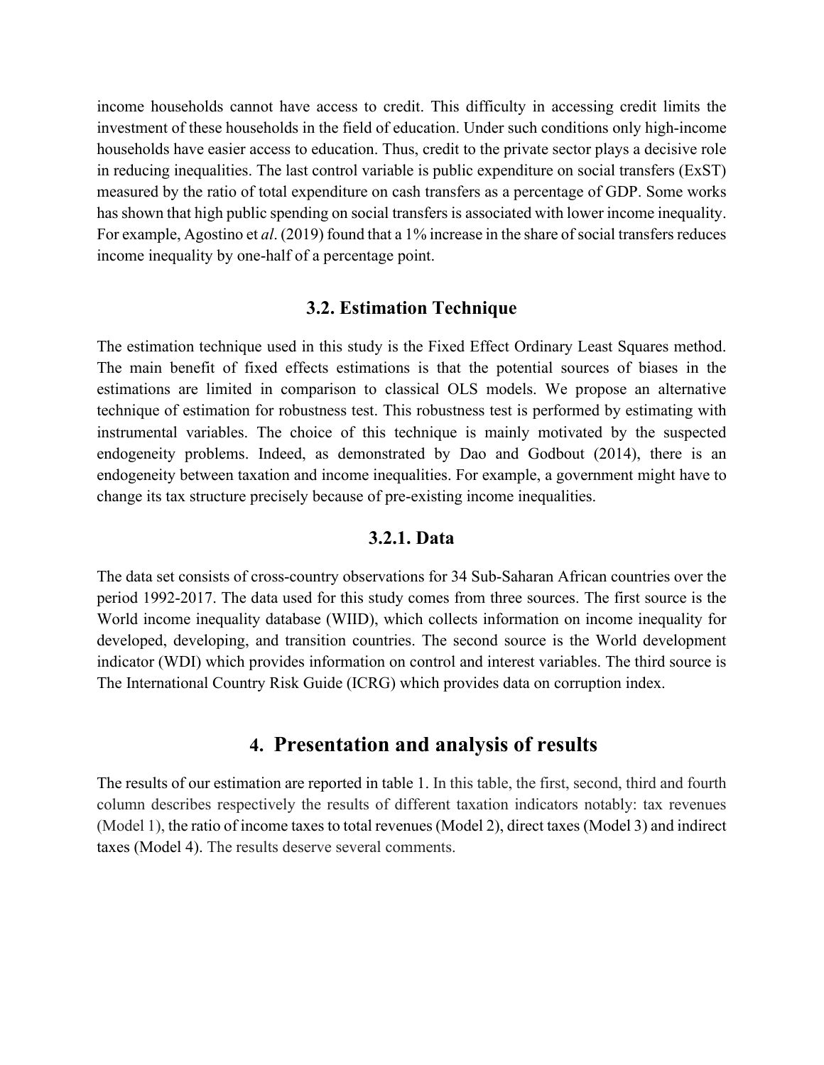income households cannot have access to credit. This difficulty in accessing credit limits the investment of these households in the field of education. Under such conditions only high-income households have easier access to education. Thus, credit to the private sector plays a decisive role in reducing inequalities. The last control variable is public expenditure on social transfers (ExST) measured by the ratio of total expenditure on cash transfers as a percentage of GDP. Some works has shown that high public spending on social transfers is associated with lower income inequality. For example, Agostino et *al*. (2019) found that a 1% increase in the share of social transfers reduces income inequality by one-half of a percentage point.

### 3.2. Estimation Technique

The estimation technique used in this study is the Fixed Effect Ordinary Least Squares method. The main benefit of fixed effects estimations is that the potential sources of biases in the estimations are limited in comparison to classical OLS models. We propose an alternative technique of estimation for robustness test. This robustness test is performed by estimating with instrumental variables. The choice of this technique is mainly motivated by the suspected endogeneity problems. Indeed, as demonstrated by Dao and Godbout (2014), there is an endogeneity between taxation and income inequalities. For example, a government might have to change its tax structure precisely because of pre-existing income inequalities.

### 3.2.1. Data

The data set consists of cross-country observations for 34 Sub-Saharan African countries over the period 1992-2017. The data used for this study comes from three sources. The first source is the World income inequality database (WIID), which collects information on income inequality for developed, developing, and transition countries. The second source is the World development indicator (WDI) which provides information on control and interest variables. The third source is The International Country Risk Guide (ICRG) which provides data on corruption index.

## 4. Presentation and analysis of results

The results of our estimation are reported in table 1. In this table, the first, second, third and fourth column describes respectively the results of different taxation indicators notably: tax revenues (Model 1), the ratio of income taxes to total revenues (Model 2), direct taxes (Model 3) and indirect taxes (Model 4). The results deserve several comments.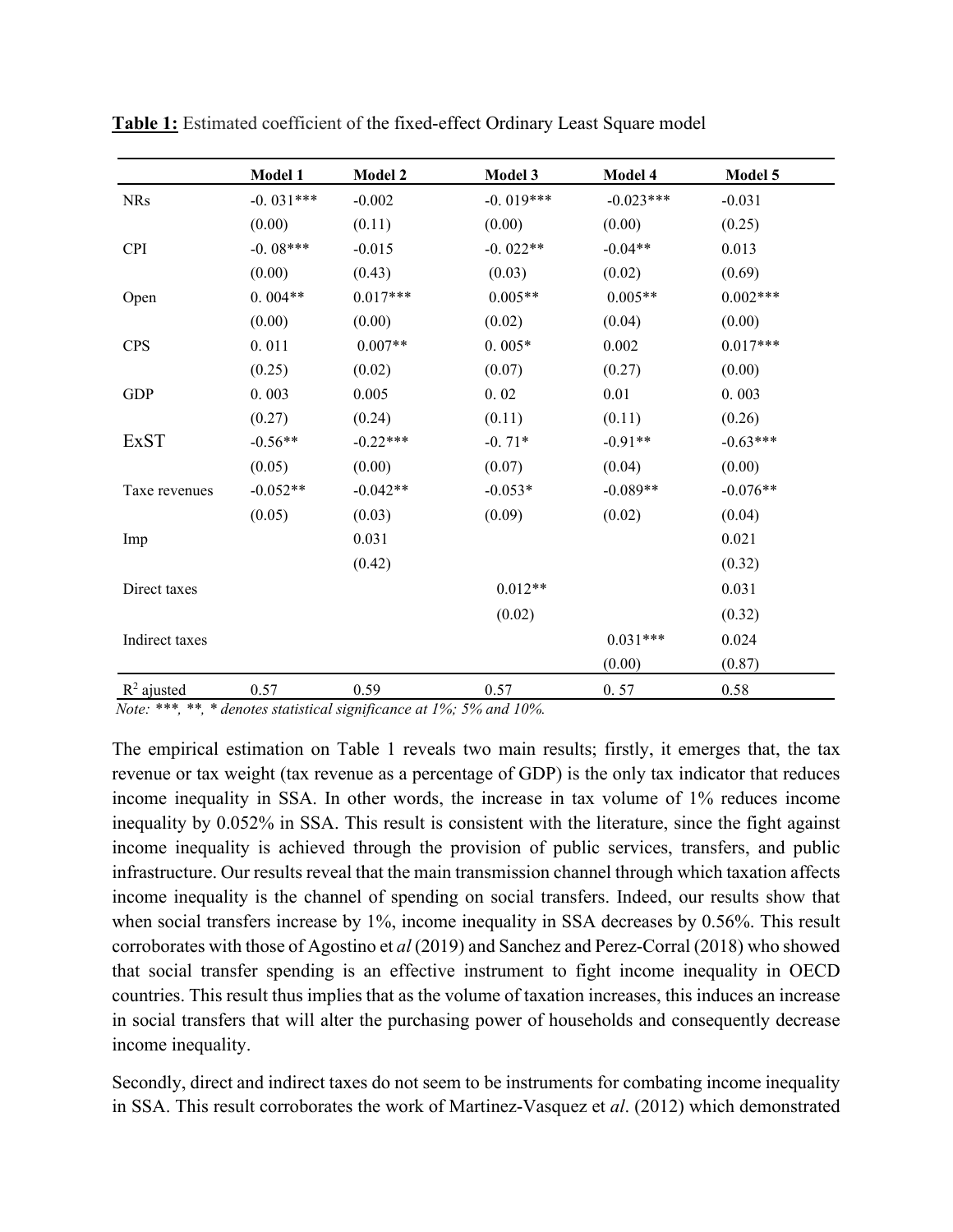**Table 1:** Estimated coefficient of the fixed-effect Ordinary Least Square model

| | Model 1 | Model 2 | Model 3 | Model 4 | Model 5 |
|---|---|---|---|---|---|
| NRs | -0. 031*** | -0.002 | -0. 019*** | -0.023*** | -0.031 |
| | (0.00) | (0.11) | (0.00) | (0.00) | (0.25) |
| CPI | -0. 08*** | -0.015 | -0. 022** | -0.04** | 0.013 |
| | (0.00) | (0.43) | (0.03) | (0.02) | (0.69) |
| Open | 0. 004** | 0.017*** | 0.005** | 0.005** | 0.002*** |
| | (0.00) | (0.00) | (0.02) | (0.04) | (0.00) |
| CPS | 0. 011 | 0.007** | 0. 005* | 0.002 | 0.017*** |
| | (0.25) | (0.02) | (0.07) | (0.27) | (0.00) |
| GDP | 0. 003 | 0.005 | 0. 02 | 0.01 | 0. 003 |
| | (0.27) | (0.24) | (0.11) | (0.11) | (0.26) |
| ExST | -0.56** | -0.22*** | -0. 71* | -0.91** | -0.63*** |
| | (0.05) | (0.00) | (0.07) | (0.04) | (0.00) |
| Taxe revenues | -0.052** | -0.042** | -0.053* | -0.089** | -0.076** |
| | (0.05) | (0.03) | (0.09) | (0.02) | (0.04) |
| Imp | | 0.031 | | | 0.021 |
| | | (0.42) | | | (0.32) |
| Direct taxes | | | 0.012** | | 0.031 |
| | | | (0.02) | | (0.32) |
| Indirect taxes | | | | 0.031*** | 0.024 |
| | | | | (0.00) | (0.87) |
| $R^2$ ajusted | 0.57 | 0.59 | 0.57 | 0. 57 | 0.58 |

*Note: \*\*\*, \*\*, \* denotes statistical significance at 1%; 5% and 10%.*

The empirical estimation on Table 1 reveals two main results; firstly, it emerges that, the tax revenue or tax weight (tax revenue as a percentage of GDP) is the only tax indicator that reduces income inequality in SSA. In other words, the increase in tax volume of 1% reduces income inequality by 0.052% in SSA. This result is consistent with the literature, since the fight against income inequality is achieved through the provision of public services, transfers, and public infrastructure. Our results reveal that the main transmission channel through which taxation affects income inequality is the channel of spending on social transfers. Indeed, our results show that when social transfers increase by 1%, income inequality in SSA decreases by 0.56%. This result corroborates with those of Agostino et *al* (2019) and Sanchez and Perez-Corral (2018) who showed that social transfer spending is an effective instrument to fight income inequality in OECD countries. This result thus implies that as the volume of taxation increases, this induces an increase in social transfers that will alter the purchasing power of households and consequently decrease income inequality.

Secondly, direct and indirect taxes do not seem to be instruments for combating income inequality in SSA. This result corroborates the work of Martinez-Vasquez et *al*. (2012) which demonstrated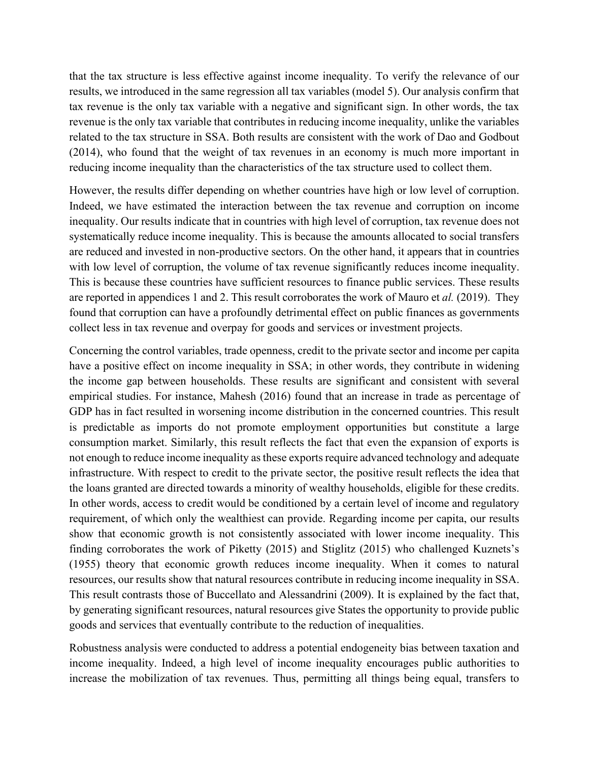that the tax structure is less effective against income inequality. To verify the relevance of our results, we introduced in the same regression all tax variables (model 5). Our analysis confirm that tax revenue is the only tax variable with a negative and significant sign. In other words, the tax revenue is the only tax variable that contributes in reducing income inequality, unlike the variables related to the tax structure in SSA. Both results are consistent with the work of Dao and Godbout (2014), who found that the weight of tax revenues in an economy is much more important in reducing income inequality than the characteristics of the tax structure used to collect them.

However, the results differ depending on whether countries have high or low level of corruption. Indeed, we have estimated the interaction between the tax revenue and corruption on income inequality. Our results indicate that in countries with high level of corruption, tax revenue does not systematically reduce income inequality. This is because the amounts allocated to social transfers are reduced and invested in non-productive sectors. On the other hand, it appears that in countries with low level of corruption, the volume of tax revenue significantly reduces income inequality. This is because these countries have sufficient resources to finance public services. These results are reported in appendices 1 and 2. This result corroborates the work of Mauro et *al.* (2019). They found that corruption can have a profoundly detrimental effect on public finances as governments collect less in tax revenue and overpay for goods and services or investment projects.

Concerning the control variables, trade openness, credit to the private sector and income per capita have a positive effect on income inequality in SSA; in other words, they contribute in widening the income gap between households. These results are significant and consistent with several empirical studies. For instance, Mahesh (2016) found that an increase in trade as percentage of GDP has in fact resulted in worsening income distribution in the concerned countries. This result is predictable as imports do not promote employment opportunities but constitute a large consumption market. Similarly, this result reflects the fact that even the expansion of exports is not enough to reduce income inequality as these exports require advanced technology and adequate infrastructure. With respect to credit to the private sector, the positive result reflects the idea that the loans granted are directed towards a minority of wealthy households, eligible for these credits. In other words, access to credit would be conditioned by a certain level of income and regulatory requirement, of which only the wealthiest can provide. Regarding income per capita, our results show that economic growth is not consistently associated with lower income inequality. This finding corroborates the work of Piketty (2015) and Stiglitz (2015) who challenged Kuznets's (1955) theory that economic growth reduces income inequality. When it comes to natural resources, our results show that natural resources contribute in reducing income inequality in SSA. This result contrasts those of Buccellato and Alessandrini (2009). It is explained by the fact that, by generating significant resources, natural resources give States the opportunity to provide public goods and services that eventually contribute to the reduction of inequalities.

Robustness analysis were conducted to address a potential endogeneity bias between taxation and income inequality. Indeed, a high level of income inequality encourages public authorities to increase the mobilization of tax revenues. Thus, permitting all things being equal, transfers to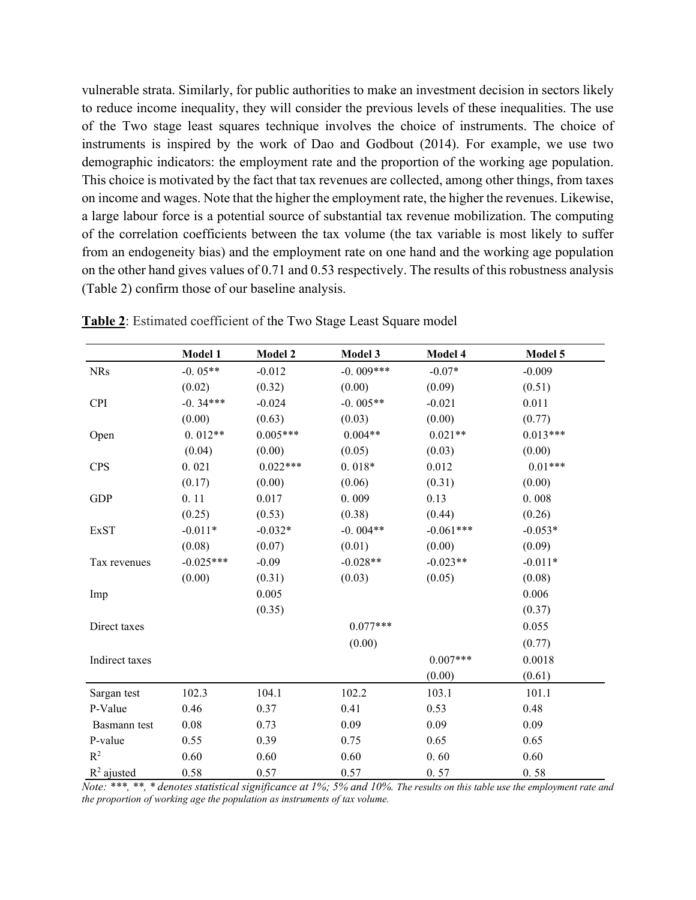vulnerable strata. Similarly, for public authorities to make an investment decision in sectors likely to reduce income inequality, they will consider the previous levels of these inequalities. The use of the Two stage least squares technique involves the choice of instruments. The choice of instruments is inspired by the work of Dao and Godbout (2014). For example, we use two demographic indicators: the employment rate and the proportion of the working age population. This choice is motivated by the fact that tax revenues are collected, among other things, from taxes on income and wages. Note that the higher the employment rate, the higher the revenues. Likewise, a large labour force is a potential source of substantial tax revenue mobilization. The computing of the correlation coefficients between the tax volume (the tax variable is most likely to suffer from an endogeneity bias) and the employment rate on one hand and the working age population on the other hand gives values of 0.71 and 0.53 respectively. The results of this robustness analysis (Table 2) confirm those of our baseline analysis.

**Table 2**: Estimated coefficient of the Two Stage Least Square model

| | Model 1 | Model 2 | Model 3 | Model 4 | Model 5 |
|---|---|---|---|---|---|
| NRs | -0. 05** | -0.012 | -0. 009*** | -0.07* | -0.009 |
| | (0.02) | (0.32) | (0.00) | (0.09) | (0.51) |
| CPI | -0. 34*** | -0.024 | -0. 005** | -0.021 | 0.011 |
| | (0.00) | (0.63) | (0.03) | (0.00) | (0.77) |
| Open | 0. 012** | 0.005*** | 0.004** | 0.021** | 0.013*** |
| | (0.04) | (0.00) | (0.05) | (0.03) | (0.00) |
| CPS | 0. 021 | 0.022*** | 0. 018* | 0.012 | 0.01*** |
| | (0.17) | (0.00) | (0.06) | (0.31) | (0.00) |
| GDP | 0. 11 | 0.017 | 0. 009 | 0.13 | 0. 008 |
| | (0.25) | (0.53) | (0.38) | (0.44) | (0.26) |
| ExST | -0.011* | -0.032* | -0. 004** | -0.061*** | -0.053* |
| | (0.08) | (0.07) | (0.01) | (0.00) | (0.09) |
| Tax revenues | -0.025*** | -0.09 | -0.028** | -0.023** | -0.011* |
| | (0.00) | (0.31) | (0.03) | (0.05) | (0.08) |
| Imp | | 0.005 | | | 0.006 |
| | | (0.35) | | | (0.37) |
| Direct taxes | | | 0.077*** | | 0.055 |
| | | | (0.00) | | (0.77) |
| Indirect taxes | | | | 0.007*** | 0.0018 |
| | | | | (0.00) | (0.61) |
| Sargan test | 102.3 | 104.1 | 102.2 | 103.1 | 101.1 |
| P-Value | 0.46 | 0.37 | 0.41 | 0.53 | 0.48 |
| Basmann test | 0.08 | 0.73 | 0.09 | 0.09 | 0.09 |
| P-value | 0.55 | 0.39 | 0.75 | 0.65 | 0.65 |
| $R^2$ | 0.60 | 0.60 | 0.60 | 0. 60 | 0.60 |
| $R^2$ ajusted | 0.58 | 0.57 | 0.57 | 0. 57 | 0. 58 |

*Note: ***, **, * denotes statistical significance at 1%; 5% and 10%. The results on this table use the employment rate and the proportion of working age the population as instruments of tax volume.*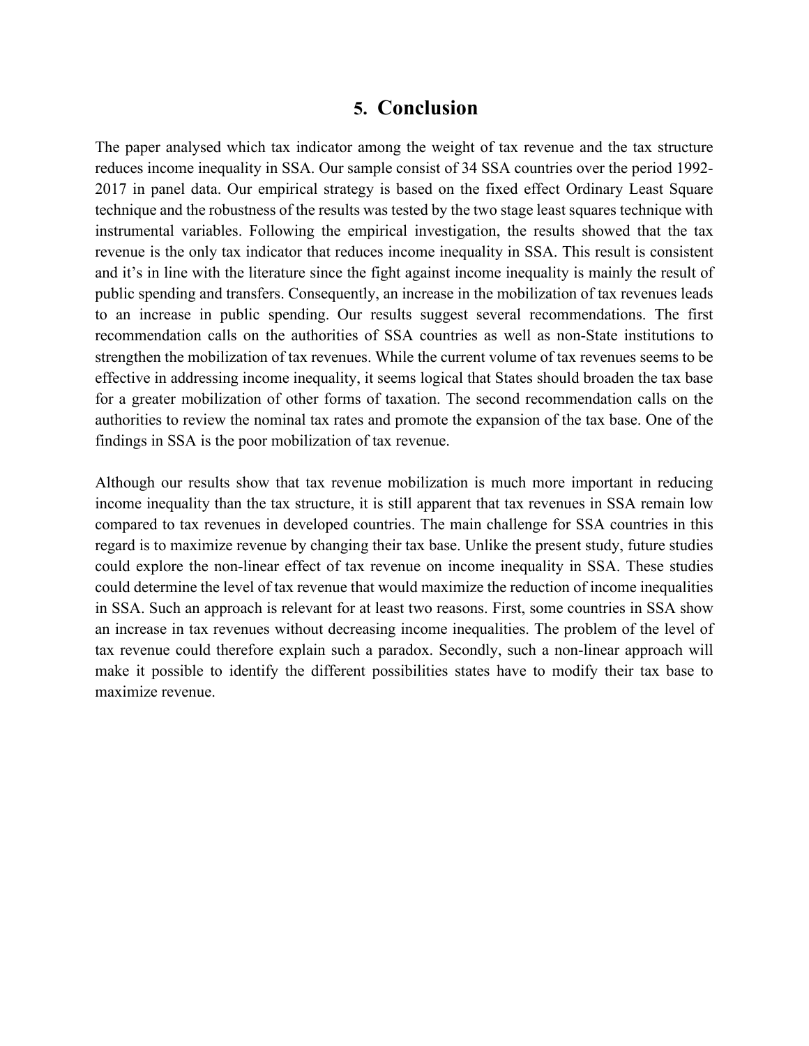## 5. Conclusion

The paper analysed which tax indicator among the weight of tax revenue and the tax structure reduces income inequality in SSA. Our sample consist of 34 SSA countries over the period 1992-2017 in panel data. Our empirical strategy is based on the fixed effect Ordinary Least Square technique and the robustness of the results was tested by the two stage least squares technique with instrumental variables. Following the empirical investigation, the results showed that the tax revenue is the only tax indicator that reduces income inequality in SSA. This result is consistent and it's in line with the literature since the fight against income inequality is mainly the result of public spending and transfers. Consequently, an increase in the mobilization of tax revenues leads to an increase in public spending. Our results suggest several recommendations. The first recommendation calls on the authorities of SSA countries as well as non-State institutions to strengthen the mobilization of tax revenues. While the current volume of tax revenues seems to be effective in addressing income inequality, it seems logical that States should broaden the tax base for a greater mobilization of other forms of taxation. The second recommendation calls on the authorities to review the nominal tax rates and promote the expansion of the tax base. One of the findings in SSA is the poor mobilization of tax revenue.

Although our results show that tax revenue mobilization is much more important in reducing income inequality than the tax structure, it is still apparent that tax revenues in SSA remain low compared to tax revenues in developed countries. The main challenge for SSA countries in this regard is to maximize revenue by changing their tax base. Unlike the present study, future studies could explore the non-linear effect of tax revenue on income inequality in SSA. These studies could determine the level of tax revenue that would maximize the reduction of income inequalities in SSA. Such an approach is relevant for at least two reasons. First, some countries in SSA show an increase in tax revenues without decreasing income inequalities. The problem of the level of tax revenue could therefore explain such a paradox. Secondly, such a non-linear approach will make it possible to identify the different possibilities states have to modify their tax base to maximize revenue.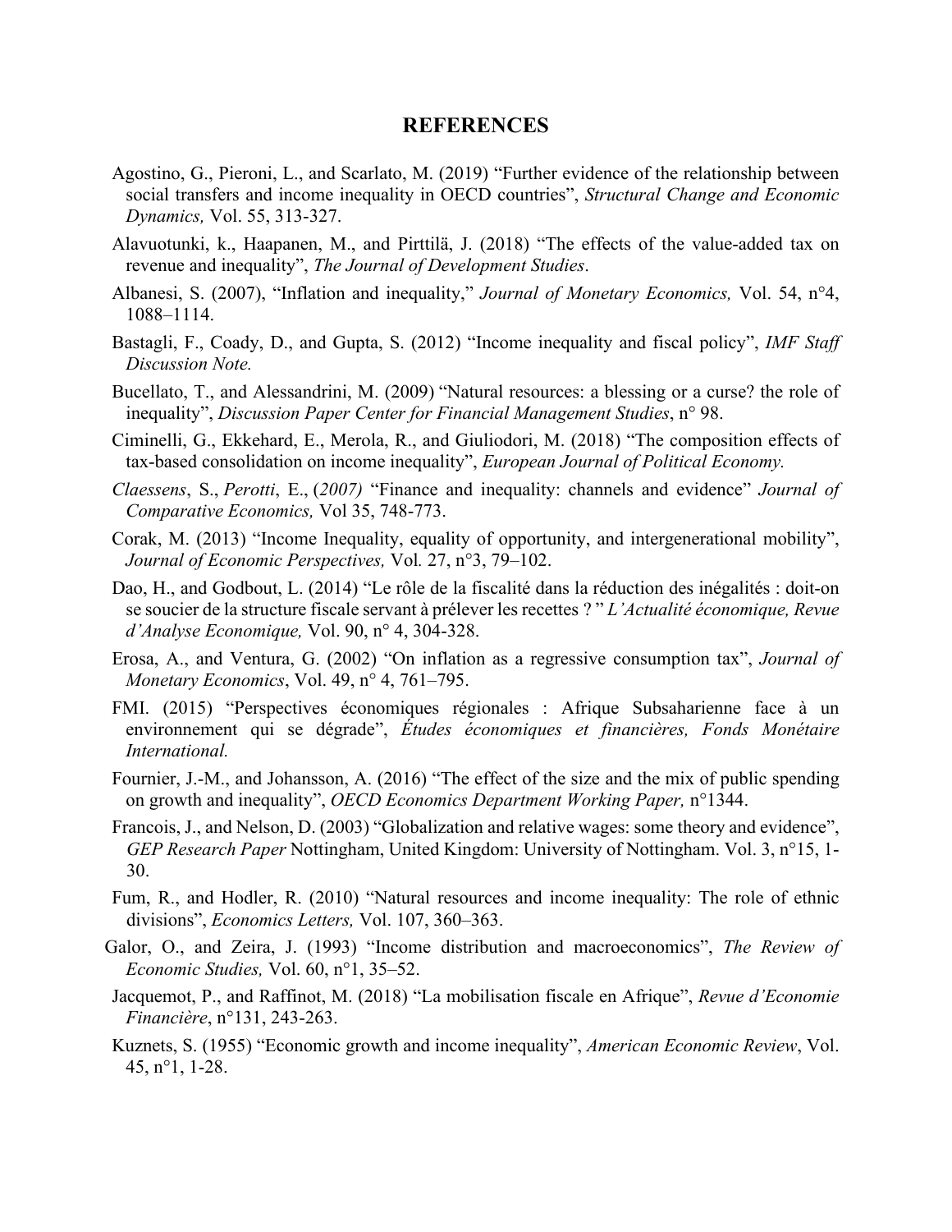## REFERENCES

Agostino, G., Pieroni, L., and Scarlato, M. (2019) "Further evidence of the relationship between social transfers and income inequality in OECD countries", *Structural Change and Economic Dynamics,* Vol. 55, 313-327.

Alavuotunki, k., Haapanen, M., and Pirttilä, J. (2018) "The effects of the value-added tax on revenue and inequality", *The Journal of Development Studies*.

Albanesi, S. (2007), "Inflation and inequality," *Journal of Monetary Economics,* Vol. 54, n°4, 1088–1114.

Bastagli, F., Coady, D., and Gupta, S. (2012) "Income inequality and fiscal policy", *IMF Staff Discussion Note.*

Bucellato, T., and Alessandrini, M. (2009) "Natural resources: a blessing or a curse? the role of inequality", *Discussion Paper Center for Financial Management Studies*, n° 98.

Ciminelli, G., Ekkehard, E., Merola, R., and Giuliodori, M. (2018) "The composition effects of tax-based consolidation on income inequality", *European Journal of Political Economy.*

*Claessens*, S., *Perotti*, E., (*2007)* "Finance and inequality: channels and evidence" *Journal of Comparative Economics,* Vol 35, 748-773.

Corak, M. (2013) "Income Inequality, equality of opportunity, and intergenerational mobility", *Journal of Economic Perspectives,* Vol*.* 27, n°3, 79–102.

Dao, H., and Godbout, L. (2014) "Le rôle de la fiscalité dans la réduction des inégalités : doit-on se soucier de la structure fiscale servant à prélever les recettes ? " *L'Actualité économique, Revue d'Analyse Economique,* Vol. 90, n° 4, 304-328.

Erosa, A., and Ventura, G. (2002) "On inflation as a regressive consumption tax", *Journal of Monetary Economics*, Vol. 49, n° 4, 761–795.

FMI. (2015) "Perspectives économiques régionales : Afrique Subsaharienne face à un environnement qui se dégrade", *Études économiques et financières, Fonds Monétaire International.*

Fournier, J.-M., and Johansson, A. (2016) "The effect of the size and the mix of public spending on growth and inequality", *OECD Economics Department Working Paper,* n°1344.

Francois, J., and Nelson, D. (2003) "Globalization and relative wages: some theory and evidence", *GEP Research Paper* Nottingham, United Kingdom: University of Nottingham. Vol. 3, n°15, 1-30.

Fum, R., and Hodler, R. (2010) "Natural resources and income inequality: The role of ethnic divisions", *Economics Letters,* Vol. 107, 360–363.

Galor, O., and Zeira, J. (1993) "Income distribution and macroeconomics", *The Review of Economic Studies,* Vol. 60, n°1, 35–52.

Jacquemot, P., and Raffinot, M. (2018) "La mobilisation fiscale en Afrique", *Revue d'Economie Financière*, n°131, 243-263.

Kuznets, S. (1955) "Economic growth and income inequality", *American Economic Review*, Vol. 45, n°1, 1-28.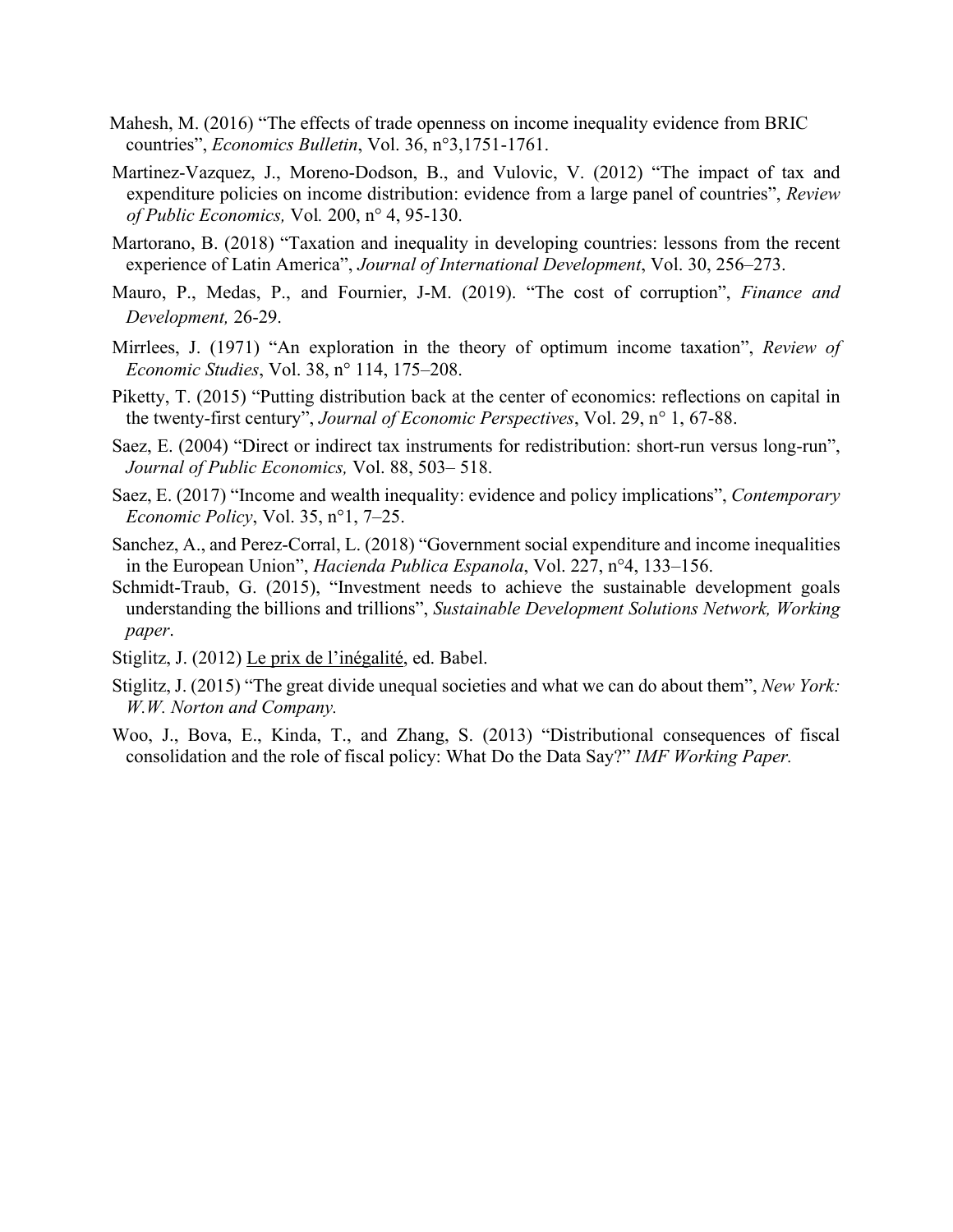Mahesh, M. (2016) “The effects of trade openness on income inequality evidence from BRIC countries”, *Economics Bulletin*, Vol. 36, n°3,1751-1761.

Martinez-Vazquez, J., Moreno-Dodson, B., and Vulovic, V. (2012) “The impact of tax and expenditure policies on income distribution: evidence from a large panel of countries”, *Review of Public Economics,* Vol*.* 200, n° 4, 95-130.

Martorano, B. (2018) “Taxation and inequality in developing countries: lessons from the recent experience of Latin America”, *Journal of International Development*, Vol. 30, 256–273.

Mauro, P., Medas, P., and Fournier, J-M. (2019). “The cost of corruption”, *Finance and Development,* 26-29.

Mirrlees, J. (1971) “An exploration in the theory of optimum income taxation”, *Review of Economic Studies*, Vol. 38, n° 114, 175–208.

Piketty, T. (2015) “Putting distribution back at the center of economics: reflections on capital in the twenty-first century”, *Journal of Economic Perspectives*, Vol. 29, n° 1, 67-88.

Saez, E. (2004) “Direct or indirect tax instruments for redistribution: short-run versus long-run”, *Journal of Public Economics,* Vol. 88, 503– 518.

Saez, E. (2017) “Income and wealth inequality: evidence and policy implications”, *Contemporary Economic Policy*, Vol. 35, n°1, 7–25.

Sanchez, A., and Perez-Corral, L. (2018) “Government social expenditure and income inequalities in the European Union”, *Hacienda Publica Espanola*, Vol. 227, n°4, 133–156.

Schmidt-Traub, G. (2015), “Investment needs to achieve the sustainable development goals understanding the billions and trillions”, *Sustainable Development Solutions Network, Working paper*.

Stiglitz, J. (2012) Le prix de l’inégalité, ed. Babel.

Stiglitz, J. (2015) “The great divide unequal societies and what we can do about them”, *New York: W.W. Norton and Company.*

Woo, J., Bova, E., Kinda, T., and Zhang, S. (2013) “Distributional consequences of fiscal consolidation and the role of fiscal policy: What Do the Data Say?” *IMF Working Paper.*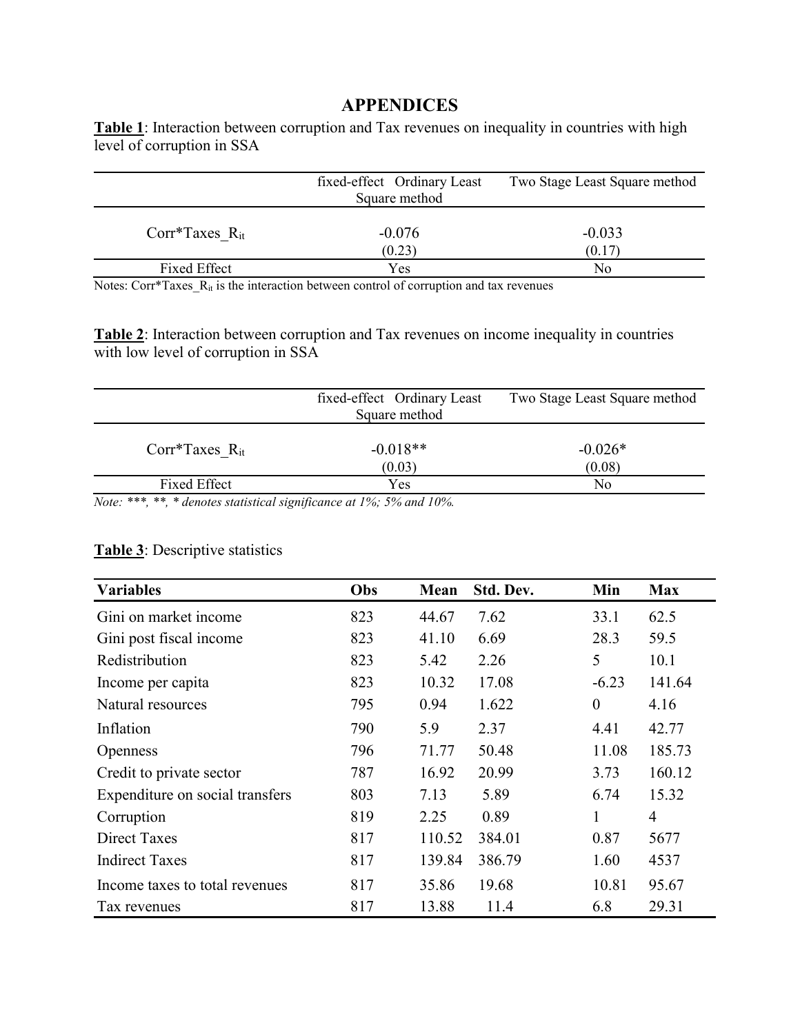# APPENDICES

**Table 1**: Interaction between corruption and Tax revenues on inequality in countries with high level of corruption in SSA

| | fixed-effect Ordinary Least Square method | Two Stage Least Square method |
|---|---|---|
| Corr*Taxes_$R_{it}$ | -0.076<br>(0.23) | -0.033<br>(0.17) |
| Fixed Effect | Yes | No |

Notes: Corr*Taxes_$R_{it}$ is the interaction between control of corruption and tax revenues

**Table 2**: Interaction between corruption and Tax revenues on income inequality in countries with low level of corruption in SSA

| | fixed-effect Ordinary Least Square method | Two Stage Least Square method |
|---|---|---|
| Corr*Taxes_$R_{it}$ | -0.018**<br>(0.03) | -0.026*<br>(0.08) |
| Fixed Effect | Yes | No |

*Note: ***, **, * denotes statistical significance at 1%; 5% and 10%.*

**Table 3**: Descriptive statistics

| Variables | Obs | Mean | Std. Dev. | Min | Max |
|---|---|---|---|---|---|
| Gini on market income | 823 | 44.67 | 7.62 | 33.1 | 62.5 |
| Gini post fiscal income | 823 | 41.10 | 6.69 | 28.3 | 59.5 |
| Redistribution | 823 | 5.42 | 2.26 | 5 | 10.1 |
| Income per capita | 823 | 10.32 | 17.08 | -6.23 | 141.64 |
| Natural resources | 795 | 0.94 | 1.622 | 0 | 4.16 |
| Inflation | 790 | 5.9 | 2.37 | 4.41 | 42.77 |
| Openness | 796 | 71.77 | 50.48 | 11.08 | 185.73 |
| Credit to private sector | 787 | 16.92 | 20.99 | 3.73 | 160.12 |
| Expenditure on social transfers | 803 | 7.13 | 5.89 | 6.74 | 15.32 |
| Corruption | 819 | 2.25 | 0.89 | 1 | 4 |
| Direct Taxes | 817 | 110.52 | 384.01 | 0.87 | 5677 |
| Indirect Taxes | 817 | 139.84 | 386.79 | 1.60 | 4537 |
| Income taxes to total revenues | 817 | 35.86 | 19.68 | 10.81 | 95.67 |
| Tax revenues | 817 | 13.88 | 11.4 | 6.8 | 29.31 |